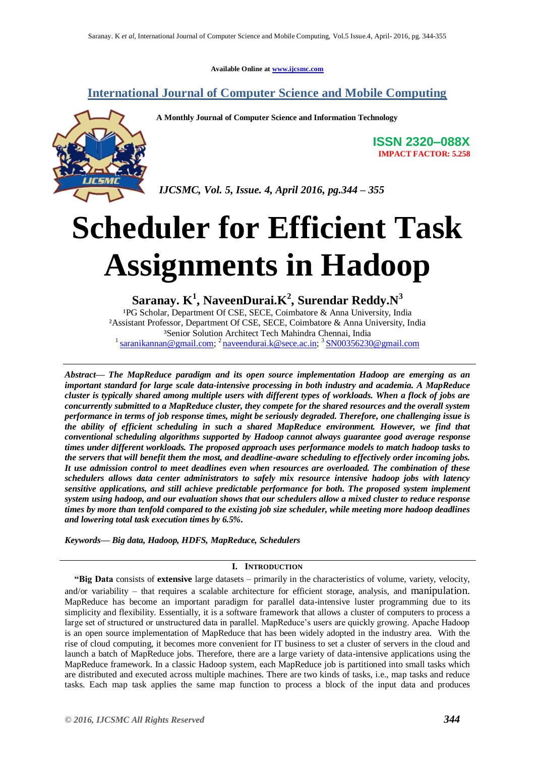Available Online at www.ijcsmc.com

## International Journal of Computer Science and Mobile Computing

**A Monthly Journal of Computer Science and Information Technology**

**ISSN 2320–088X**
**IMPACT FACTOR: 5.258**

*IJCSMC, Vol. 5, Issue. 4, April 2016, pg.344 – 355*

# Scheduler for Efficient Task Assignments in Hadoop

**Saranay. K[1], NaveenDurai.K[2], Surendar Reddy.N[3]**

[1]PG Scholar, Department Of CSE, SECE, Coimbatore & Anna University, India
[2]Assistant Professor, Department Of CSE, SECE, Coimbatore & Anna University, India
[3]Senior Solution Architect Tech Mahindra Chennai, India
[1] saranikannan@gmail.com; [2] naveendurai.k@sece.ac.in; [3] SN00356230@gmail.com

***Abstract— The MapReduce paradigm and its open source implementation Hadoop are emerging as an important standard for large scale data-intensive processing in both industry and academia. A MapReduce cluster is typically shared among multiple users with different types of workloads. When a flock of jobs are concurrently submitted to a MapReduce cluster, they compete for the shared resources and the overall system performance in terms of job response times, might be seriously degraded. Therefore, one challenging issue is the ability of efficient scheduling in such a shared MapReduce environment. However, we find that conventional scheduling algorithms supported by Hadoop cannot always guarantee good average response times under different workloads. The proposed approach uses performance models to match hadoop tasks to the servers that will benefit them the most, and deadline-aware scheduling to effectively order incoming jobs. It use admission control to meet deadlines even when resources are overloaded. The combination of these schedulers allows data center administrators to safely mix resource intensive hadoop jobs with latency sensitive applications, and still achieve predictable performance for both. The proposed system implement system using hadoop, and our evaluation shows that our schedulers allow a mixed cluster to reduce response times by more than tenfold compared to the existing job size scheduler, while meeting more hadoop deadlines and lowering total task execution times by 6.5%.***

***Keywords— Big data, Hadoop, HDFS, MapReduce, Schedulers***

## I. INTRODUCTION

"**Big Data** consists of **extensive** large datasets – primarily in the characteristics of volume, variety, velocity, and/or variability – that requires a scalable architecture for efficient storage, analysis, and manipulation. MapReduce has become an important paradigm for parallel data-intensive luster programming due to its simplicity and flexibility. Essentially, it is a software framework that allows a cluster of computers to process a large set of structured or unstructured data in parallel. MapReduce's users are quickly growing. Apache Hadoop is an open source implementation of MapReduce that has been widely adopted in the industry area. With the rise of cloud computing, it becomes more convenient for IT business to set a cluster of servers in the cloud and launch a batch of MapReduce jobs. Therefore, there are a large variety of data-intensive applications using the MapReduce framework. In a classic Hadoop system, each MapReduce job is partitioned into small tasks which are distributed and executed across multiple machines. There are two kinds of tasks, i.e., map tasks and reduce tasks. Each map task applies the same map function to process a block of the input data and produces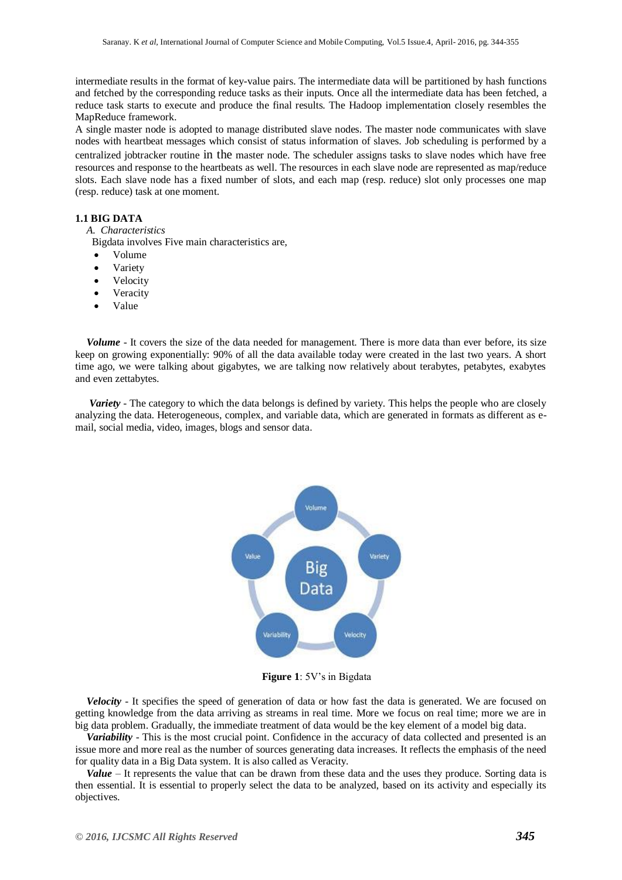intermediate results in the format of key-value pairs. The intermediate data will be partitioned by hash functions and fetched by the corresponding reduce tasks as their inputs. Once all the intermediate data has been fetched, a reduce task starts to execute and produce the final results. The Hadoop implementation closely resembles the MapReduce framework.

A single master node is adopted to manage distributed slave nodes. The master node communicates with slave nodes with heartbeat messages which consist of status information of slaves. Job scheduling is performed by a centralized jobtracker routine in the master node. The scheduler assigns tasks to slave nodes which have free resources and response to the heartbeats as well. The resources in each slave node are represented as map/reduce slots. Each slave node has a fixed number of slots, and each map (resp. reduce) slot only processes one map (resp. reduce) task at one moment.

### 1.1 BIG DATA

*A. Characteristics*

Bigdata involves Five main characteristics are,

- Volume
- Variety
- Velocity
- Veracity
- Value

***Volume*** - It covers the size of the data needed for management. There is more data than ever before, its size keep on growing exponentially: 90% of all the data available today were created in the last two years. A short time ago, we were talking about gigabytes, we are talking now relatively about terabytes, petabytes, exabytes and even zettabytes.

***Variety*** - The category to which the data belongs is defined by variety. This helps the people who are closely analyzing the data. Heterogeneous, complex, and variable data, which are generated in formats as different as e-mail, social media, video, images, blogs and sensor data.

**Figure 1**: 5V's in Bigdata

***Velocity*** - It specifies the speed of generation of data or how fast the data is generated. We are focused on getting knowledge from the data arriving as streams in real time. More we focus on real time; more we are in big data problem. Gradually, the immediate treatment of data would be the key element of a model big data.

***Variability*** - This is the most crucial point. Confidence in the accuracy of data collected and presented is an issue more and more real as the number of sources generating data increases. It reflects the emphasis of the need for quality data in a Big Data system. It is also called as Veracity.

***Value*** – It represents the value that can be drawn from these data and the uses they produce. Sorting data is then essential. It is essential to properly select the data to be analyzed, based on its activity and especially its objectives.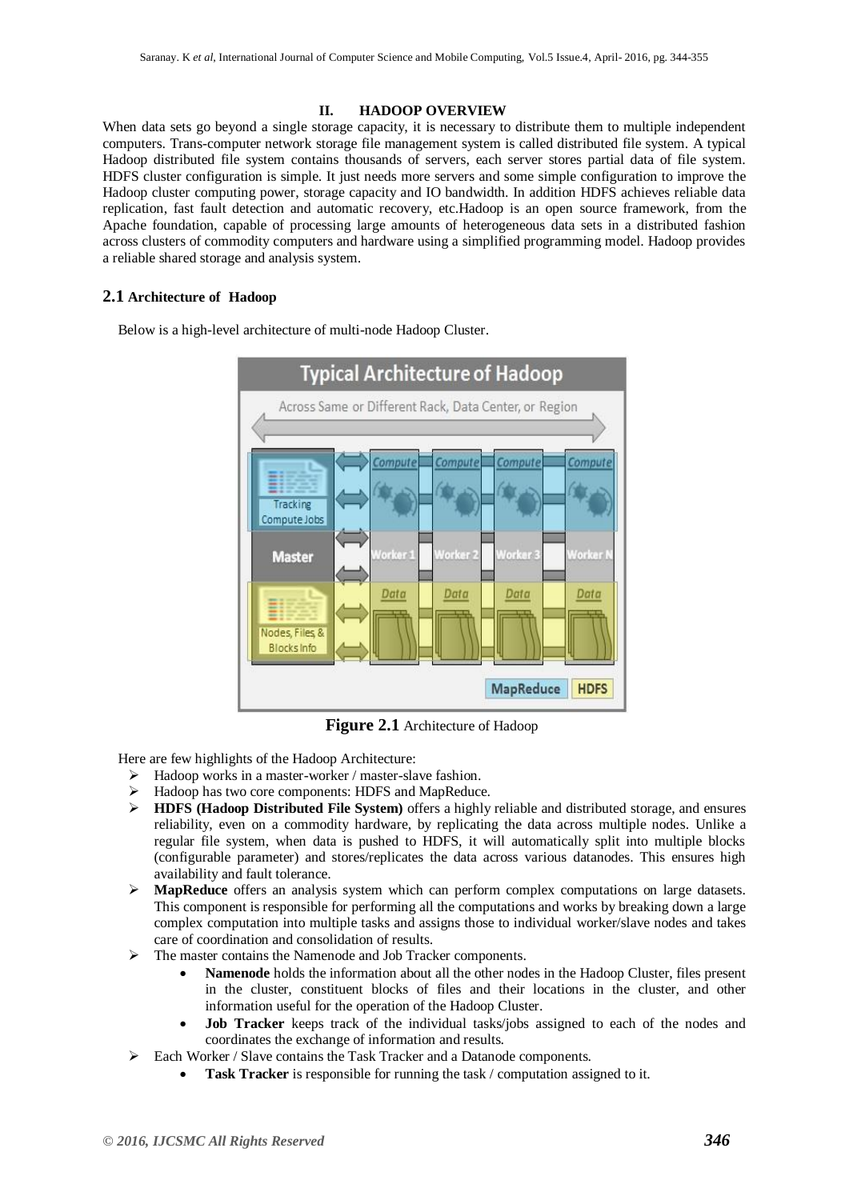## II. HADOOP OVERVIEW

When data sets go beyond a single storage capacity, it is necessary to distribute them to multiple independent computers. Trans-computer network storage file management system is called distributed file system. A typical Hadoop distributed file system contains thousands of servers, each server stores partial data of file system. HDFS cluster configuration is simple. It just needs more servers and some simple configuration to improve the Hadoop cluster computing power, storage capacity and IO bandwidth. In addition HDFS achieves reliable data replication, fast fault detection and automatic recovery, etc.Hadoop is an open source framework, from the Apache foundation, capable of processing large amounts of heterogeneous data sets in a distributed fashion across clusters of commodity computers and hardware using a simplified programming model. Hadoop provides a reliable shared storage and analysis system.

### 2.1 Architecture of Hadoop

Below is a high-level architecture of multi-node Hadoop Cluster.

**Figure 2.1** Architecture of Hadoop

Here are few highlights of the Hadoop Architecture:

- Hadoop works in a master-worker / master-slave fashion.
- Hadoop has two core components: HDFS and MapReduce.
- **HDFS (Hadoop Distributed File System)** offers a highly reliable and distributed storage, and ensures reliability, even on a commodity hardware, by replicating the data across multiple nodes. Unlike a regular file system, when data is pushed to HDFS, it will automatically split into multiple blocks (configurable parameter) and stores/replicates the data across various datanodes. This ensures high availability and fault tolerance.
- **MapReduce** offers an analysis system which can perform complex computations on large datasets. This component is responsible for performing all the computations and works by breaking down a large complex computation into multiple tasks and assigns those to individual worker/slave nodes and takes care of coordination and consolidation of results.
- The master contains the Namenode and Job Tracker components.
  - **Namenode** holds the information about all the other nodes in the Hadoop Cluster, files present in the cluster, constituent blocks of files and their locations in the cluster, and other information useful for the operation of the Hadoop Cluster.
  - **Job Tracker** keeps track of the individual tasks/jobs assigned to each of the nodes and coordinates the exchange of information and results.
- Each Worker / Slave contains the Task Tracker and a Datanode components.
  - **Task Tracker** is responsible for running the task / computation assigned to it.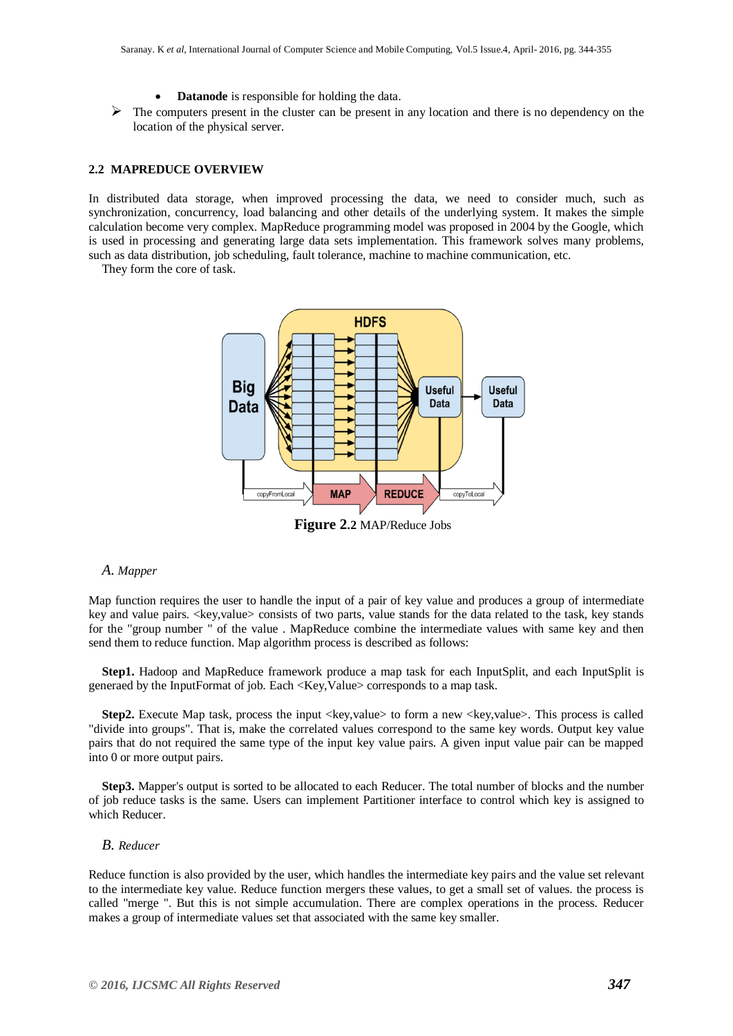- **Datanode** is responsible for holding the data.

➢ The computers present in the cluster can be present in any location and there is no dependency on the location of the physical server.

## 2.2 MAPREDUCE OVERVIEW

In distributed data storage, when improved processing the data, we need to consider much, such as synchronization, concurrency, load balancing and other details of the underlying system. It makes the simple calculation become very complex. MapReduce programming model was proposed in 2004 by the Google, which is used in processing and generating large data sets implementation. This framework solves many problems, such as data distribution, job scheduling, fault tolerance, machine to machine communication, etc.
They form the core of task.

**Figure 2.2** MAP/Reduce Jobs

### *A. Mapper*

Map function requires the user to handle the input of a pair of key value and produces a group of intermediate key and value pairs. <key,value> consists of two parts, value stands for the data related to the task, key stands for the "group number " of the value . MapReduce combine the intermediate values with same key and then send them to reduce function. Map algorithm process is described as follows:

**Step1.** Hadoop and MapReduce framework produce a map task for each InputSplit, and each InputSplit is generaed by the InputFormat of job. Each <Key,Value> corresponds to a map task.

**Step2.** Execute Map task, process the input <key,value> to form a new <key,value>. This process is called "divide into groups". That is, make the correlated values correspond to the same key words. Output key value pairs that do not required the same type of the input key value pairs. A given input value pair can be mapped into 0 or more output pairs.

**Step3.** Mapper's output is sorted to be allocated to each Reducer. The total number of blocks and the number of job reduce tasks is the same. Users can implement Partitioner interface to control which key is assigned to which Reducer.

### *B. Reducer*

Reduce function is also provided by the user, which handles the intermediate key pairs and the value set relevant to the intermediate key value. Reduce function mergers these values, to get a small set of values. the process is called "merge ". But this is not simple accumulation. There are complex operations in the process. Reducer makes a group of intermediate values set that associated with the same key smaller.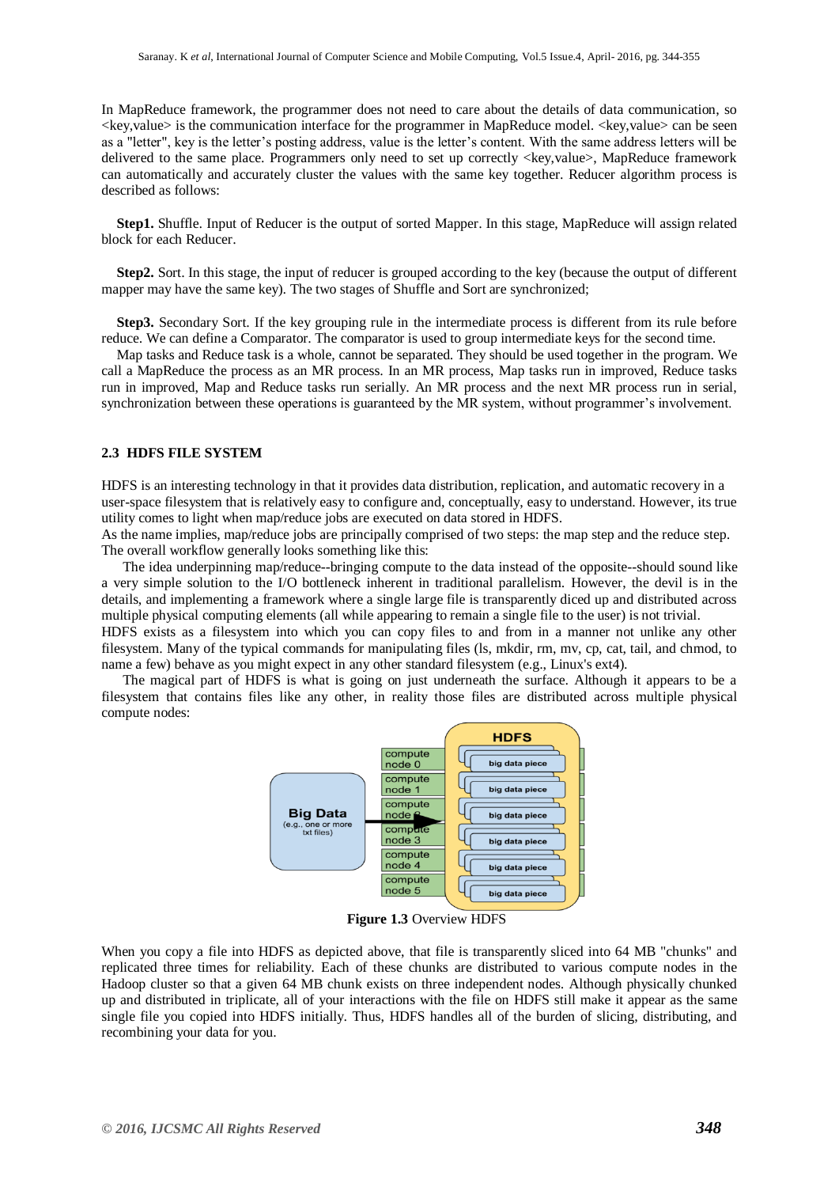In MapReduce framework, the programmer does not need to care about the details of data communication, so <key,value> is the communication interface for the programmer in MapReduce model. <key,value> can be seen as a "letter", key is the letter's posting address, value is the letter's content. With the same address letters will be delivered to the same place. Programmers only need to set up correctly <key,value>, MapReduce framework can automatically and accurately cluster the values with the same key together. Reducer algorithm process is described as follows:

**Step1.** Shuffle. Input of Reducer is the output of sorted Mapper. In this stage, MapReduce will assign related block for each Reducer.

**Step2.** Sort. In this stage, the input of reducer is grouped according to the key (because the output of different mapper may have the same key). The two stages of Shuffle and Sort are synchronized;

**Step3.** Secondary Sort. If the key grouping rule in the intermediate process is different from its rule before reduce. We can define a Comparator. The comparator is used to group intermediate keys for the second time.

Map tasks and Reduce task is a whole, cannot be separated. They should be used together in the program. We call a MapReduce the process as an MR process. In an MR process, Map tasks run in improved, Reduce tasks run in improved, Map and Reduce tasks run serially. An MR process and the next MR process run in serial, synchronization between these operations is guaranteed by the MR system, without programmer's involvement.

### 2.3 HDFS FILE SYSTEM

HDFS is an interesting technology in that it provides data distribution, replication, and automatic recovery in a user-space filesystem that is relatively easy to configure and, conceptually, easy to understand. However, its true utility comes to light when map/reduce jobs are executed on data stored in HDFS.

As the name implies, map/reduce jobs are principally comprised of two steps: the map step and the reduce step. The overall workflow generally looks something like this:

The idea underpinning map/reduce--bringing compute to the data instead of the opposite--should sound like a very simple solution to the I/O bottleneck inherent in traditional parallelism. However, the devil is in the details, and implementing a framework where a single large file is transparently diced up and distributed across multiple physical computing elements (all while appearing to remain a single file to the user) is not trivial.

HDFS exists as a filesystem into which you can copy files to and from in a manner not unlike any other filesystem. Many of the typical commands for manipulating files (ls, mkdir, rm, mv, cp, cat, tail, and chmod, to name a few) behave as you might expect in any other standard filesystem (e.g., Linux's ext4).

The magical part of HDFS is what is going on just underneath the surface. Although it appears to be a filesystem that contains files like any other, in reality those files are distributed across multiple physical compute nodes:

**Figure 1.3** Overview HDFS

When you copy a file into HDFS as depicted above, that file is transparently sliced into 64 MB "chunks" and replicated three times for reliability. Each of these chunks are distributed to various compute nodes in the Hadoop cluster so that a given 64 MB chunk exists on three independent nodes. Although physically chunked up and distributed in triplicate, all of your interactions with the file on HDFS still make it appear as the same single file you copied into HDFS initially. Thus, HDFS handles all of the burden of slicing, distributing, and recombining your data for you.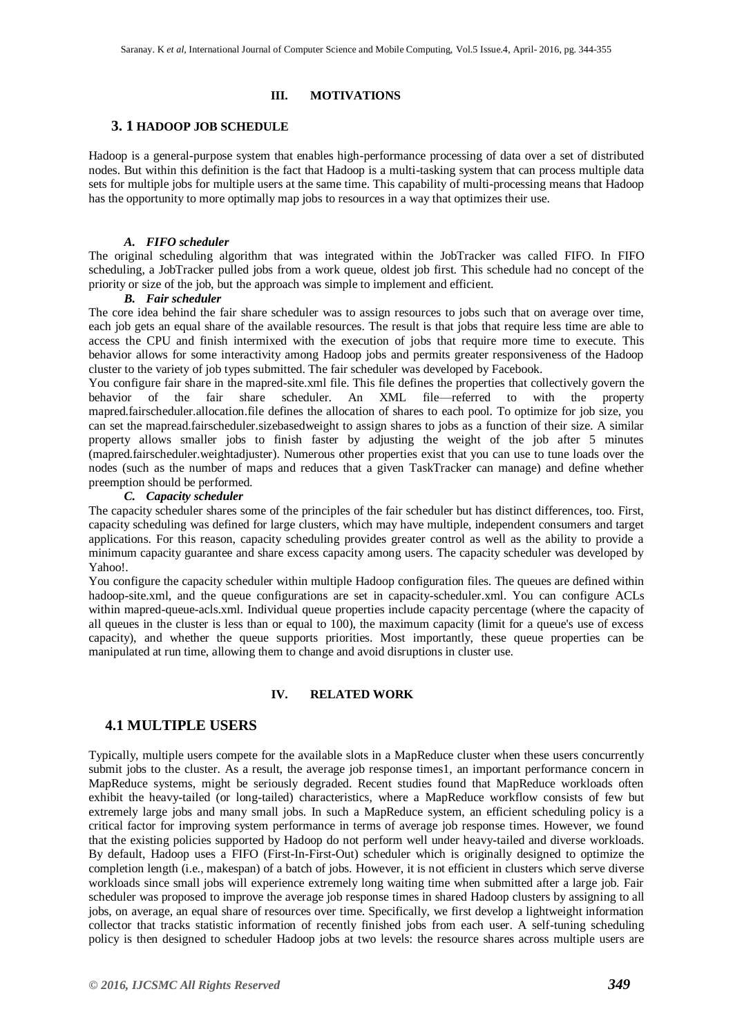## III. MOTIVATIONS

### 3. 1 HADOOP JOB SCHEDULE

Hadoop is a general-purpose system that enables high-performance processing of data over a set of distributed nodes. But within this definition is the fact that Hadoop is a multi-tasking system that can process multiple data sets for multiple jobs for multiple users at the same time. This capability of multi-processing means that Hadoop has the opportunity to more optimally map jobs to resources in a way that optimizes their use.

#### *A. FIFO scheduler*

The original scheduling algorithm that was integrated within the JobTracker was called FIFO. In FIFO scheduling, a JobTracker pulled jobs from a work queue, oldest job first. This schedule had no concept of the priority or size of the job, but the approach was simple to implement and efficient.

#### *B. Fair scheduler*

The core idea behind the fair share scheduler was to assign resources to jobs such that on average over time, each job gets an equal share of the available resources. The result is that jobs that require less time are able to access the CPU and finish intermixed with the execution of jobs that require more time to execute. This behavior allows for some interactivity among Hadoop jobs and permits greater responsiveness of the Hadoop cluster to the variety of job types submitted. The fair scheduler was developed by Facebook.

You configure fair share in the mapred-site.xml file. This file defines the properties that collectively govern the behavior of the fair share scheduler. An XML file—referred to with the property mapred.fairscheduler.allocation.file defines the allocation of shares to each pool. To optimize for job size, you can set the mapread.fairscheduler.sizebasedweight to assign shares to jobs as a function of their size. A similar property allows smaller jobs to finish faster by adjusting the weight of the job after 5 minutes (mapred.fairscheduler.weightadjuster). Numerous other properties exist that you can use to tune loads over the nodes (such as the number of maps and reduces that a given TaskTracker can manage) and define whether preemption should be performed.

#### *C. Capacity scheduler*

The capacity scheduler shares some of the principles of the fair scheduler but has distinct differences, too. First, capacity scheduling was defined for large clusters, which may have multiple, independent consumers and target applications. For this reason, capacity scheduling provides greater control as well as the ability to provide a minimum capacity guarantee and share excess capacity among users. The capacity scheduler was developed by Yahoo!.

You configure the capacity scheduler within multiple Hadoop configuration files. The queues are defined within hadoop-site.xml, and the queue configurations are set in capacity-scheduler.xml. You can configure ACLs within mapred-queue-acls.xml. Individual queue properties include capacity percentage (where the capacity of all queues in the cluster is less than or equal to 100), the maximum capacity (limit for a queue's use of excess capacity), and whether the queue supports priorities. Most importantly, these queue properties can be manipulated at run time, allowing them to change and avoid disruptions in cluster use.

## IV. RELATED WORK

### 4.1 MULTIPLE USERS

Typically, multiple users compete for the available slots in a MapReduce cluster when these users concurrently submit jobs to the cluster. As a result, the average job response times1, an important performance concern in MapReduce systems, might be seriously degraded. Recent studies found that MapReduce workloads often exhibit the heavy-tailed (or long-tailed) characteristics, where a MapReduce workflow consists of few but extremely large jobs and many small jobs. In such a MapReduce system, an efficient scheduling policy is a critical factor for improving system performance in terms of average job response times. However, we found that the existing policies supported by Hadoop do not perform well under heavy-tailed and diverse workloads. By default, Hadoop uses a FIFO (First-In-First-Out) scheduler which is originally designed to optimize the completion length (i.e., makespan) of a batch of jobs. However, it is not efficient in clusters which serve diverse workloads since small jobs will experience extremely long waiting time when submitted after a large job. Fair scheduler was proposed to improve the average job response times in shared Hadoop clusters by assigning to all jobs, on average, an equal share of resources over time. Specifically, we first develop a lightweight information collector that tracks statistic information of recently finished jobs from each user. A self-tuning scheduling policy is then designed to scheduler Hadoop jobs at two levels: the resource shares across multiple users are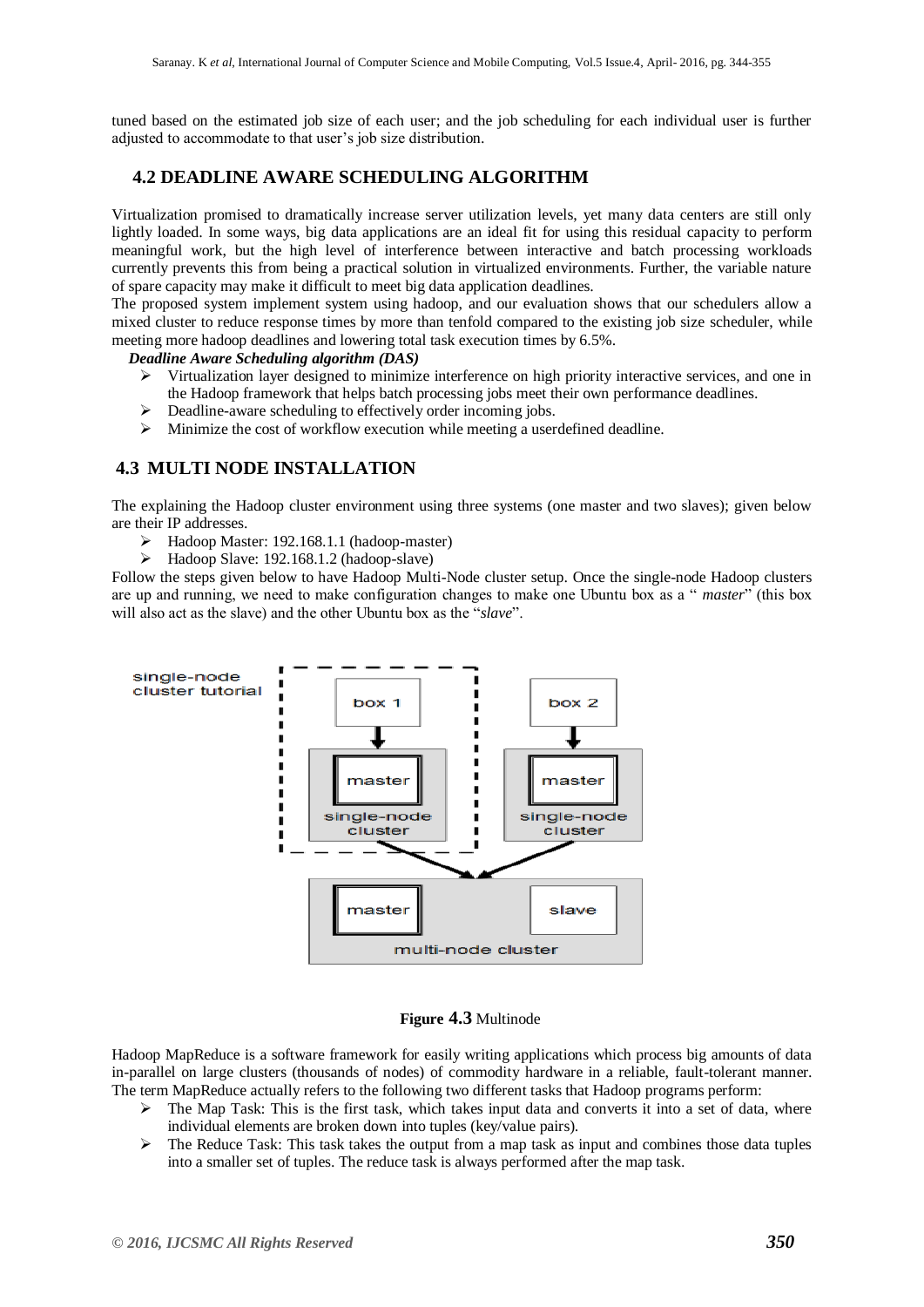tuned based on the estimated job size of each user; and the job scheduling for each individual user is further adjusted to accommodate to that user's job size distribution.

## 4.2 DEADLINE AWARE SCHEDULING ALGORITHM

Virtualization promised to dramatically increase server utilization levels, yet many data centers are still only lightly loaded. In some ways, big data applications are an ideal fit for using this residual capacity to perform meaningful work, but the high level of interference between interactive and batch processing workloads currently prevents this from being a practical solution in virtualized environments. Further, the variable nature of spare capacity may make it difficult to meet big data application deadlines.

The proposed system implement system using hadoop, and our evaluation shows that our schedulers allow a mixed cluster to reduce response times by more than tenfold compared to the existing job size scheduler, while meeting more hadoop deadlines and lowering total task execution times by 6.5%.

***Deadline Aware Scheduling algorithm (DAS)***

- Virtualization layer designed to minimize interference on high priority interactive services, and one in the Hadoop framework that helps batch processing jobs meet their own performance deadlines.
- Deadline-aware scheduling to effectively order incoming jobs.
- Minimize the cost of workflow execution while meeting a userdefined deadline.

## 4.3 MULTI NODE INSTALLATION

The explaining the Hadoop cluster environment using three systems (one master and two slaves); given below are their IP addresses.

- Hadoop Master: 192.168.1.1 (hadoop-master)
- Hadoop Slave: 192.168.1.2 (hadoop-slave)

Follow the steps given below to have Hadoop Multi-Node cluster setup. Once the single-node Hadoop clusters are up and running, we need to make configuration changes to make one Ubuntu box as a "*master*" (this box will also act as the slave) and the other Ubuntu box as the "*slave*".

**Figure 4.3** Multinode

Hadoop MapReduce is a software framework for easily writing applications which process big amounts of data in-parallel on large clusters (thousands of nodes) of commodity hardware in a reliable, fault-tolerant manner. The term MapReduce actually refers to the following two different tasks that Hadoop programs perform:

- The Map Task: This is the first task, which takes input data and converts it into a set of data, where individual elements are broken down into tuples (key/value pairs).
- The Reduce Task: This task takes the output from a map task as input and combines those data tuples into a smaller set of tuples. The reduce task is always performed after the map task.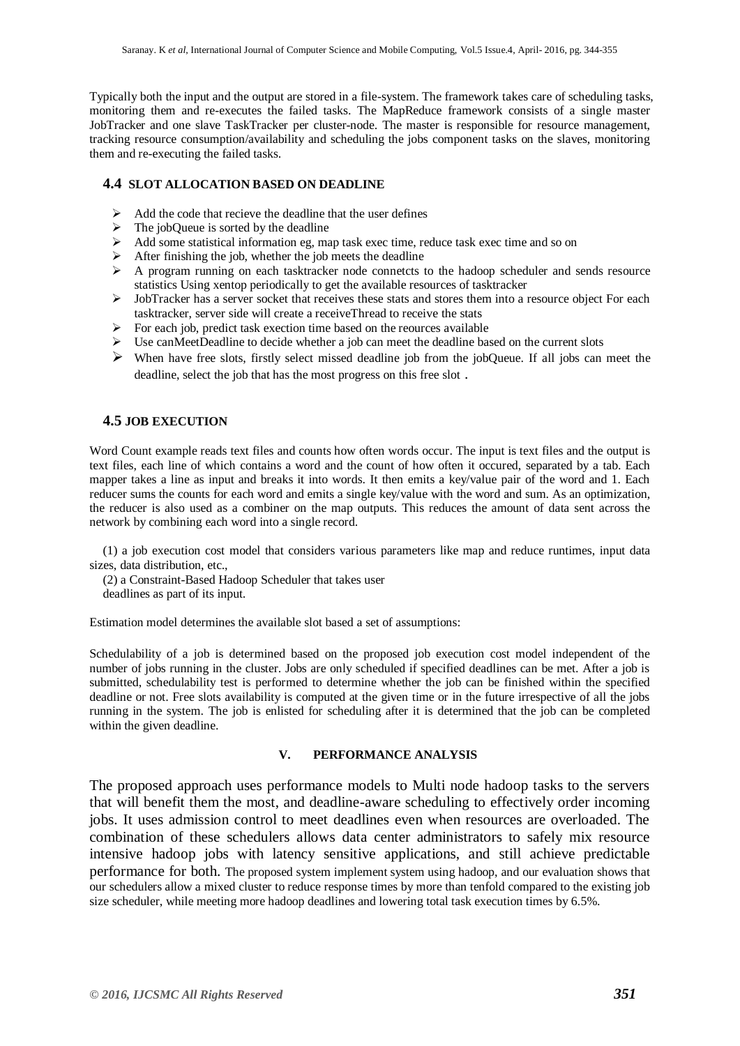Typically both the input and the output are stored in a file-system. The framework takes care of scheduling tasks, monitoring them and re-executes the failed tasks. The MapReduce framework consists of a single master JobTracker and one slave TaskTracker per cluster-node. The master is responsible for resource management, tracking resource consumption/availability and scheduling the jobs component tasks on the slaves, monitoring them and re-executing the failed tasks.

### 4.4 SLOT ALLOCATION BASED ON DEADLINE

- Add the code that recieve the deadline that the user defines
- The jobQueue is sorted by the deadline
- Add some statistical information eg, map task exec time, reduce task exec time and so on
- After finishing the job, whether the job meets the deadline
- A program running on each tasktracker node connetcts to the hadoop scheduler and sends resource statistics Using xentop periodically to get the available resources of tasktracker
- JobTracker has a server socket that receives these stats and stores them into a resource object For each tasktracker, server side will create a receiveThread to receive the stats
- For each job, predict task exection time based on the reources available
- Use canMeetDeadline to decide whether a job can meet the deadline based on the current slots
- When have free slots, firstly select missed deadline job from the jobQueue. If all jobs can meet the deadline, select the job that has the most progress on this free slot .

### 4.5 JOB EXECUTION

Word Count example reads text files and counts how often words occur. The input is text files and the output is text files, each line of which contains a word and the count of how often it occured, separated by a tab. Each mapper takes a line as input and breaks it into words. It then emits a key/value pair of the word and 1. Each reducer sums the counts for each word and emits a single key/value with the word and sum. As an optimization, the reducer is also used as a combiner on the map outputs. This reduces the amount of data sent across the network by combining each word into a single record.

(1) a job execution cost model that considers various parameters like map and reduce runtimes, input data sizes, data distribution, etc.,

(2) a Constraint-Based Hadoop Scheduler that takes user deadlines as part of its input.

Estimation model determines the available slot based a set of assumptions:

Schedulability of a job is determined based on the proposed job execution cost model independent of the number of jobs running in the cluster. Jobs are only scheduled if specified deadlines can be met. After a job is submitted, schedulability test is performed to determine whether the job can be finished within the specified deadline or not. Free slots availability is computed at the given time or in the future irrespective of all the jobs running in the system. The job is enlisted for scheduling after it is determined that the job can be completed within the given deadline.

## V. PERFORMANCE ANALYSIS

The proposed approach uses performance models to Multi node hadoop tasks to the servers that will benefit them the most, and deadline-aware scheduling to effectively order incoming jobs. It uses admission control to meet deadlines even when resources are overloaded. The combination of these schedulers allows data center administrators to safely mix resource intensive hadoop jobs with latency sensitive applications, and still achieve predictable performance for both. The proposed system implement system using hadoop, and our evaluation shows that our schedulers allow a mixed cluster to reduce response times by more than tenfold compared to the existing job size scheduler, while meeting more hadoop deadlines and lowering total task execution times by 6.5%.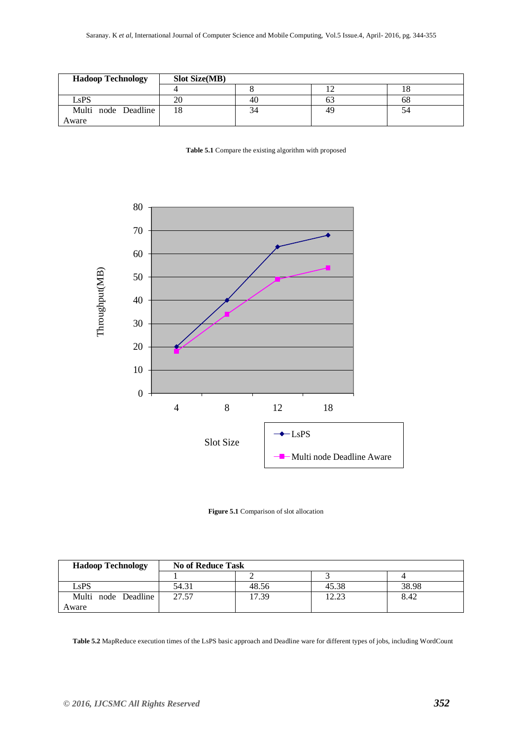| Hadoop Technology | Slot Size(MB) | | | |
|---|---|---|---|---|
| | 4 | 8 | 12 | 18 |
| LsPS | 20 | 40 | 63 | 68 |
| Multi node Deadline Aware | 18 | 34 | 49 | 54 |

**Table 5.1** Compare the existing algorithm with proposed

**Figure 5.1** Comparison of slot allocation

| Hadoop Technology | No of Reduce Task | | | |
|---|---|---|---|---|
| | 1 | 2 | 3 | 4 |
| LsPS | 54.31 | 48.56 | 45.38 | 38.98 |
| Multi node Deadline Aware | 27.57 | 17.39 | 12.23 | 8.42 |

**Table 5.2** MapReduce execution times of the LsPS basic approach and Deadline ware for different types of jobs, including WordCount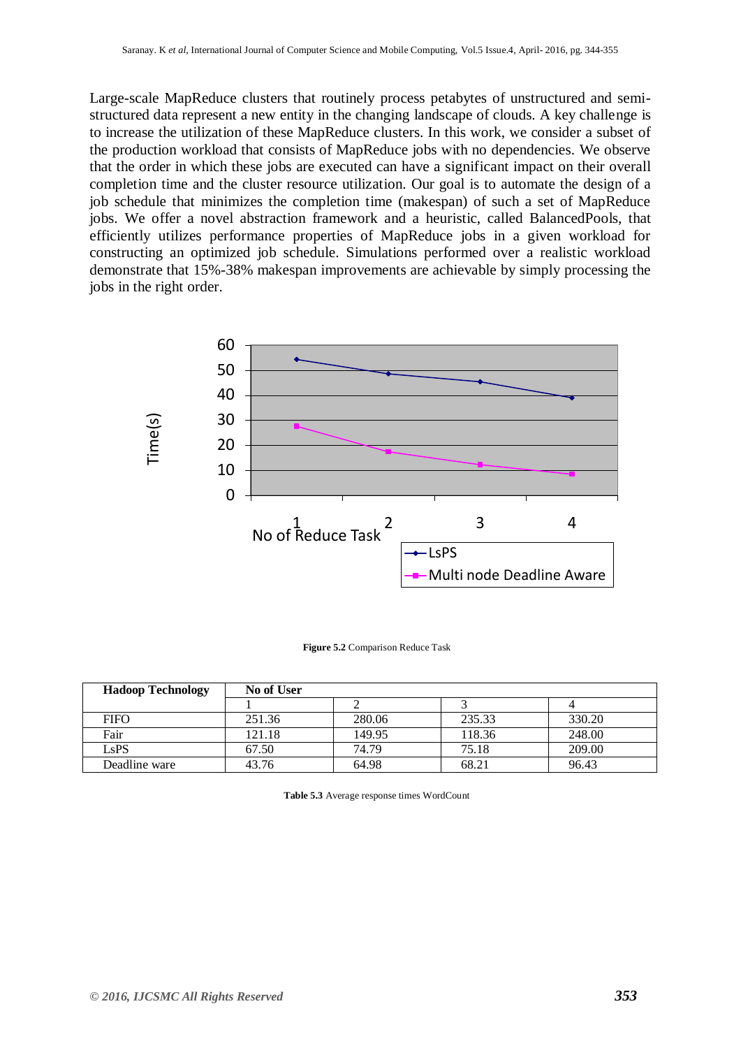Large-scale MapReduce clusters that routinely process petabytes of unstructured and semi-structured data represent a new entity in the changing landscape of clouds. A key challenge is to increase the utilization of these MapReduce clusters. In this work, we consider a subset of the production workload that consists of MapReduce jobs with no dependencies. We observe that the order in which these jobs are executed can have a significant impact on their overall completion time and the cluster resource utilization. Our goal is to automate the design of a job schedule that minimizes the completion time (makespan) of such a set of MapReduce jobs. We offer a novel abstraction framework and a heuristic, called BalancedPools, that efficiently utilizes performance properties of MapReduce jobs in a given workload for constructing an optimized job schedule. Simulations performed over a realistic workload demonstrate that 15%-38% makespan improvements are achievable by simply processing the jobs in the right order.

**Figure 5.2** Comparison Reduce Task

| Hadoop Technology | No of User | | | |
|---|---|---|---|---|
| | 1 | 2 | 3 | 4 |
| FIFO | 251.36 | 280.06 | 235.33 | 330.20 |
| Fair | 121.18 | 149.95 | 118.36 | 248.00 |
| LsPS | 67.50 | 74.79 | 75.18 | 209.00 |
| Deadline ware | 43.76 | 64.98 | 68.21 | 96.43 |

**Table 5.3** Average response times WordCount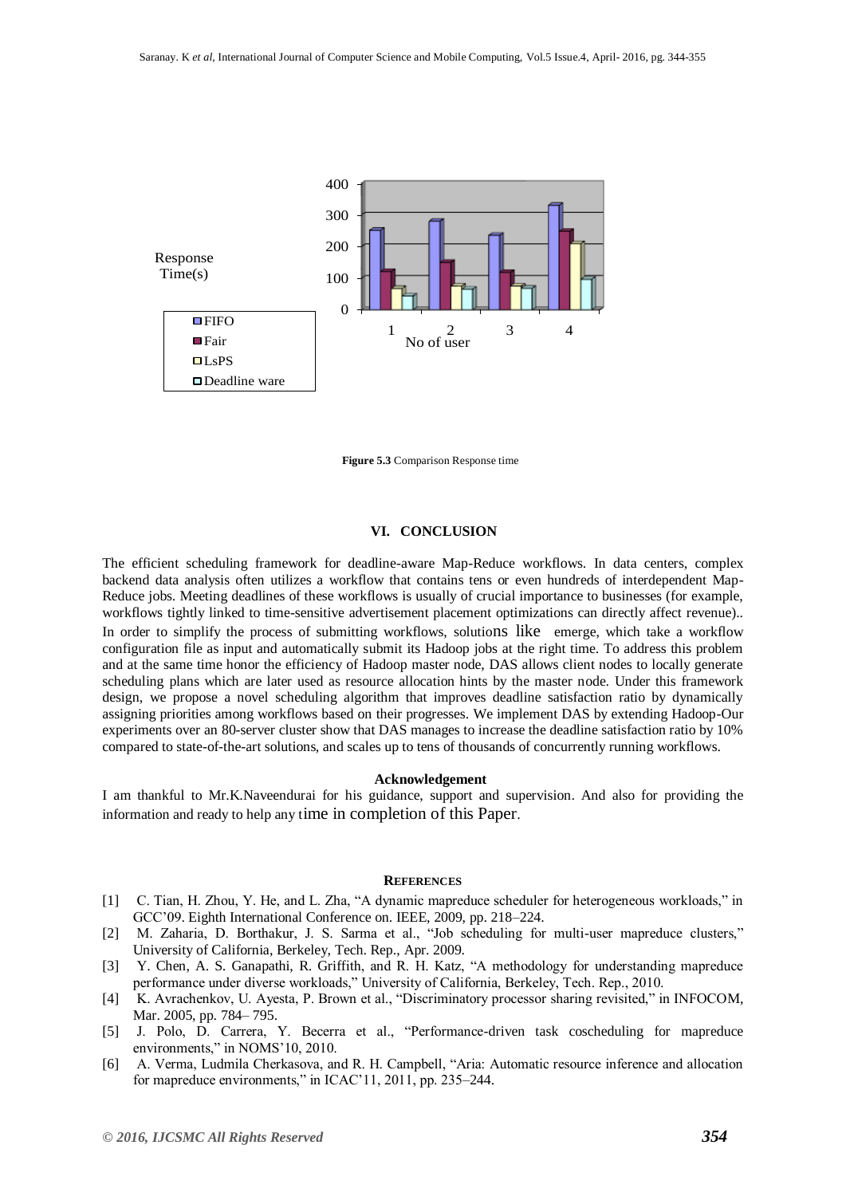Response Time(s)

Figure 5.3 Comparison Response time

## VI. CONCLUSION

The efficient scheduling framework for deadline-aware Map-Reduce workflows. In data centers, complex backend data analysis often utilizes a workflow that contains tens or even hundreds of interdependent Map-Reduce jobs. Meeting deadlines of these workflows is usually of crucial importance to businesses (for example, workflows tightly linked to time-sensitive advertisement placement optimizations can directly affect revenue).. In order to simplify the process of submitting workflows, solutions like emerge, which take a workflow configuration file as input and automatically submit its Hadoop jobs at the right time. To address this problem and at the same time honor the efficiency of Hadoop master node, DAS allows client nodes to locally generate scheduling plans which are later used as resource allocation hints by the master node. Under this framework design, we propose a novel scheduling algorithm that improves deadline satisfaction ratio by dynamically assigning priorities among workflows based on their progresses. We implement DAS by extending Hadoop-Our experiments over an 80-server cluster show that DAS manages to increase the deadline satisfaction ratio by 10% compared to state-of-the-art solutions, and scales up to tens of thousands of concurrently running workflows.

### Acknowledgement

I am thankful to Mr.K.Naveendurai for his guidance, support and supervision. And also for providing the information and ready to help any time in completion of this Paper.

## REFERENCES

[1] C. Tian, H. Zhou, Y. He, and L. Zha, "A dynamic mapreduce scheduler for heterogeneous workloads," in GCC'09. Eighth International Conference on. IEEE, 2009, pp. 218–224.

[2] M. Zaharia, D. Borthakur, J. S. Sarma et al., "Job scheduling for multi-user mapreduce clusters," University of California, Berkeley, Tech. Rep., Apr. 2009.

[3] Y. Chen, A. S. Ganapathi, R. Griffith, and R. H. Katz, "A methodology for understanding mapreduce performance under diverse workloads," University of California, Berkeley, Tech. Rep., 2010.

[4] K. Avrachenkov, U. Ayesta, P. Brown et al., "Discriminatory processor sharing revisited," in INFOCOM, Mar. 2005, pp. 784– 795.

[5] J. Polo, D. Carrera, Y. Becerra et al., "Performance-driven task coscheduling for mapreduce environments," in NOMS'10, 2010.

[6] A. Verma, Ludmila Cherkasova, and R. H. Campbell, "Aria: Automatic resource inference and allocation for mapreduce environments," in ICAC'11, 2011, pp. 235–244.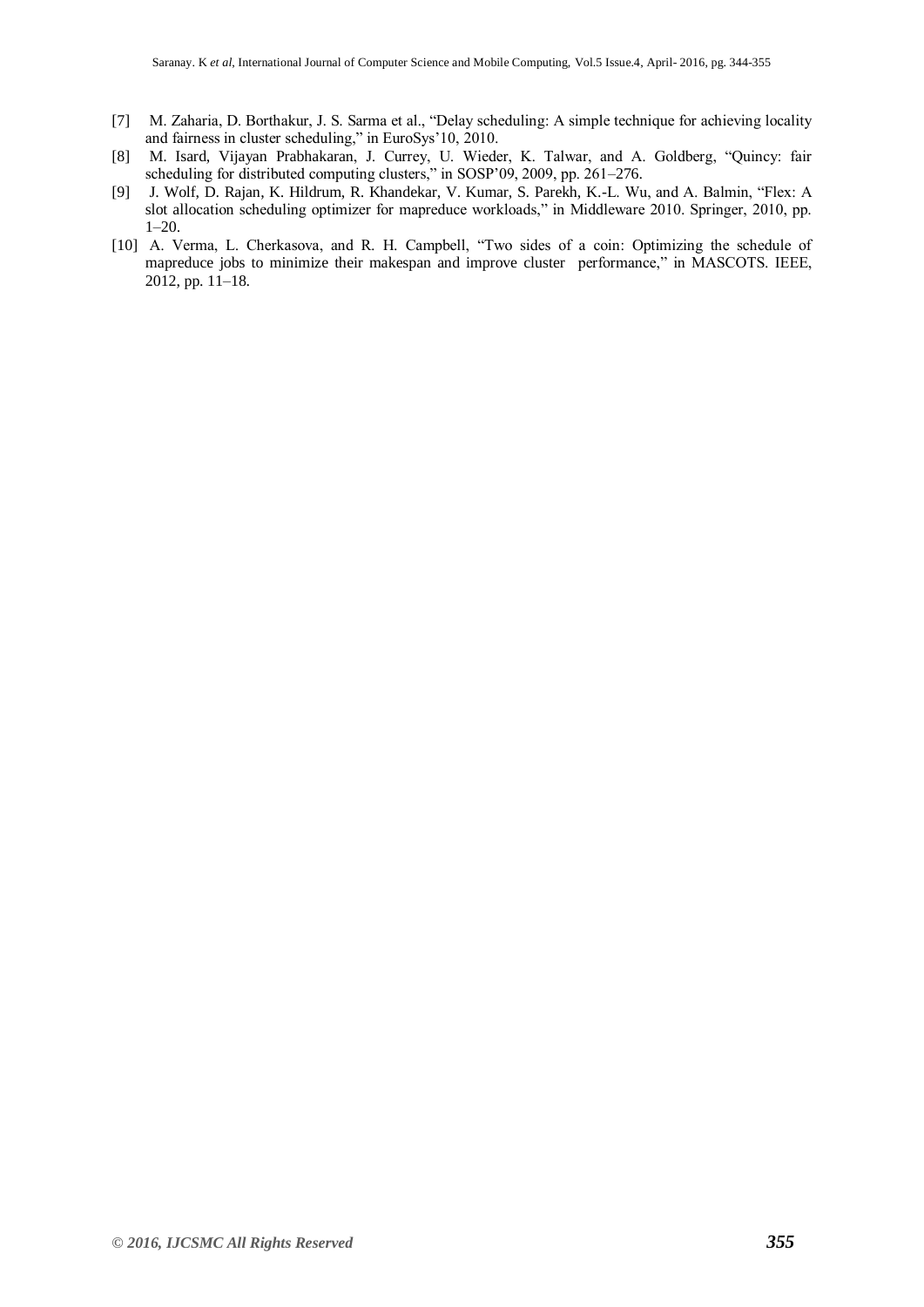[7] M. Zaharia, D. Borthakur, J. S. Sarma et al., "Delay scheduling: A simple technique for achieving locality and fairness in cluster scheduling," in EuroSys'10, 2010.

[8] M. Isard, Vijayan Prabhakaran, J. Currey, U. Wieder, K. Talwar, and A. Goldberg, "Quincy: fair scheduling for distributed computing clusters," in SOSP'09, 2009, pp. 261–276.

[9] J. Wolf, D. Rajan, K. Hildrum, R. Khandekar, V. Kumar, S. Parekh, K.-L. Wu, and A. Balmin, "Flex: A slot allocation scheduling optimizer for mapreduce workloads," in Middleware 2010. Springer, 2010, pp. 1–20.

[10] A. Verma, L. Cherkasova, and R. H. Campbell, "Two sides of a coin: Optimizing the schedule of mapreduce jobs to minimize their makespan and improve cluster performance," in MASCOTS. IEEE, 2012, pp. 11–18.